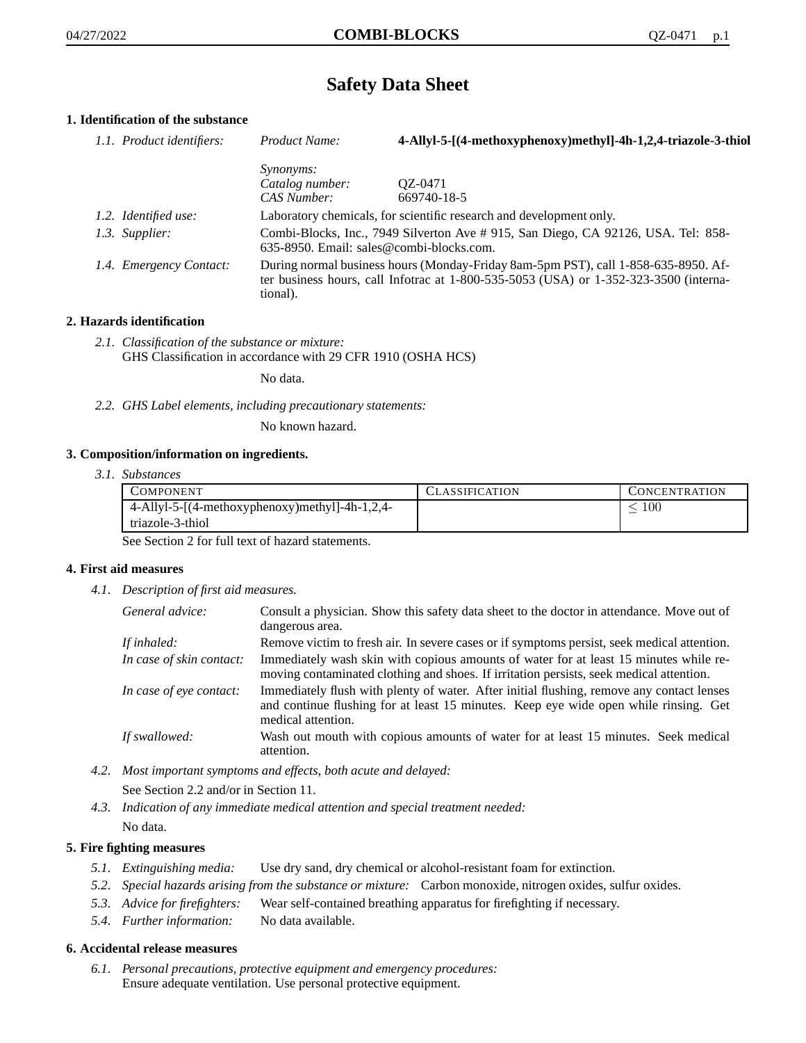# Safety Data Sheet

## 1. Identification of the substance

*1.1. Product identifiers:*

| | | |
|---|---|---|
| *Product Name:* | **4-Allyl-5-[(4-methoxyphenoxy)methyl]-4h-1,2,4-triazole-3-thiol** |
| *Synonyms:* | |
| *Catalog number:* | QZ-0471 |
| *CAS Number:* | 669740-18-5 |

*1.2. Identified use:* Laboratory chemicals, for scientific research and development only.

*1.3. Supplier:* Combi-Blocks, Inc., 7949 Silverton Ave # 915, San Diego, CA 92126, USA. Tel: 858-635-8950. Email: sales@combi-blocks.com.

*1.4. Emergency Contact:* During normal business hours (Monday-Friday 8am-5pm PST), call 1-858-635-8950. After business hours, call Infotrac at 1-800-535-5053 (USA) or 1-352-323-3500 (international).

## 2. Hazards identification

*2.1. Classification of the substance or mixture:*
GHS Classification in accordance with 29 CFR 1910 (OSHA HCS)

No data.

*2.2. GHS Label elements, including precautionary statements:*

No known hazard.

## 3. Composition/information on ingredients.

*3.1. Substances*

| Component | Classification | Concentration |
|---|---|---|
| 4-Allyl-5-[(4-methoxyphenoxy)methyl]-4h-1,2,4-triazole-3-thiol | | $\leq 100$ |

See Section 2 for full text of hazard statements.

## 4. First aid measures

*4.1. Description of first aid measures.*

*General advice:* Consult a physician. Show this safety data sheet to the doctor in attendance. Move out of dangerous area.

*If inhaled:* Remove victim to fresh air. In severe cases or if symptoms persist, seek medical attention.

*In case of skin contact:* Immediately wash skin with copious amounts of water for at least 15 minutes while removing contaminated clothing and shoes. If irritation persists, seek medical attention.

*In case of eye contact:* Immediately flush with plenty of water. After initial flushing, remove any contact lenses and continue flushing for at least 15 minutes. Keep eye wide open while rinsing. Get medical attention.

*If swallowed:* Wash out mouth with copious amounts of water for at least 15 minutes. Seek medical attention.

*4.2. Most important symptoms and effects, both acute and delayed:*
See Section 2.2 and/or in Section 11.

*4.3. Indication of any immediate medical attention and special treatment needed:*
No data.

## 5. Fire fighting measures

*5.1. Extinguishing media:* Use dry sand, dry chemical or alcohol-resistant foam for extinction.

*5.2. Special hazards arising from the substance or mixture:* Carbon monoxide, nitrogen oxides, sulfur oxides.

*5.3. Advice for firefighters:* Wear self-contained breathing apparatus for firefighting if necessary.

*5.4. Further information:* No data available.

## 6. Accidental release measures

*6.1. Personal precautions, protective equipment and emergency procedures:*
Ensure adequate ventilation. Use personal protective equipment.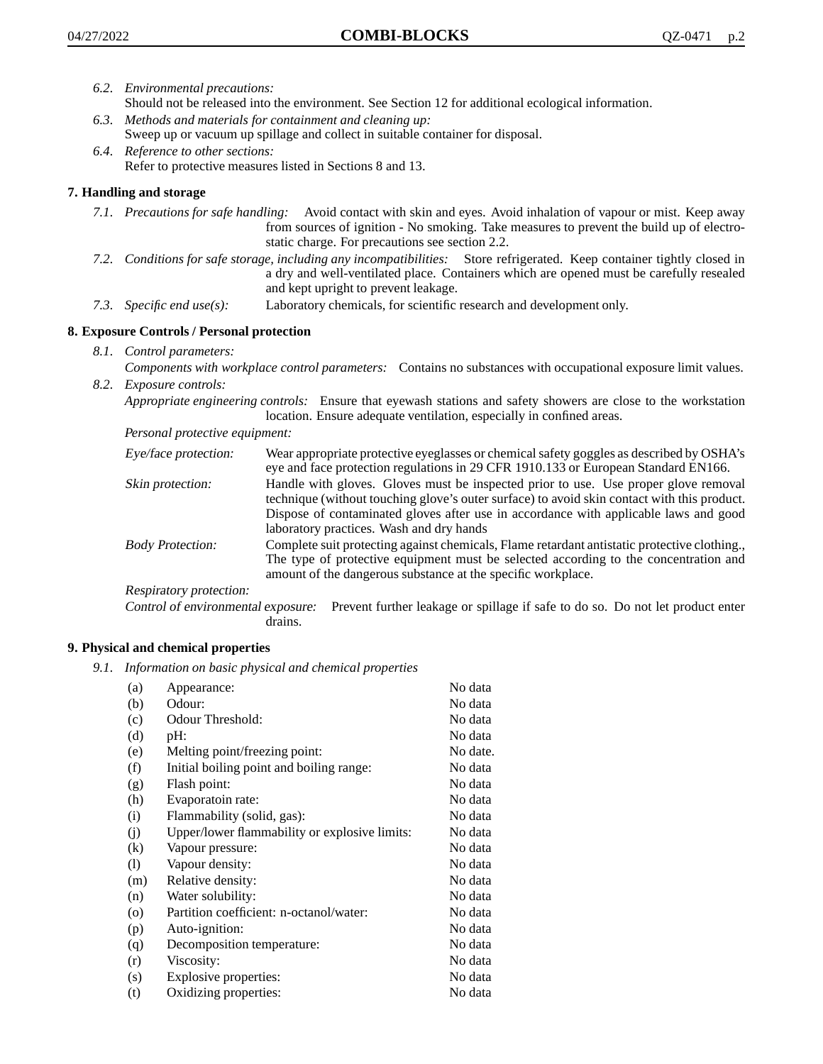*6.2. Environmental precautions:*
Should not be released into the environment. See Section 12 for additional ecological information.

*6.3. Methods and materials for containment and cleaning up:*
Sweep up or vacuum up spillage and collect in suitable container for disposal.

*6.4. Reference to other sections:*
Refer to protective measures listed in Sections 8 and 13.

## 7. Handling and storage

*7.1. Precautions for safe handling:* Avoid contact with skin and eyes. Avoid inhalation of vapour or mist. Keep away from sources of ignition - No smoking. Take measures to prevent the build up of electrostatic charge. For precautions see section 2.2.

*7.2. Conditions for safe storage, including any incompatibilities:* Store refrigerated. Keep container tightly closed in a dry and well-ventilated place. Containers which are opened must be carefully resealed and kept upright to prevent leakage.

*7.3. Specific end use(s):* Laboratory chemicals, for scientific research and development only.

## 8. Exposure Controls / Personal protection

*8.1. Control parameters:*
*Components with workplace control parameters:* Contains no substances with occupational exposure limit values.

*8.2. Exposure controls:*
*Appropriate engineering controls:* Ensure that eyewash stations and safety showers are close to the workstation location. Ensure adequate ventilation, especially in confined areas.

*Personal protective equipment:*

*Eye/face protection:* Wear appropriate protective eyeglasses or chemical safety goggles as described by OSHA's eye and face protection regulations in 29 CFR 1910.133 or European Standard EN166.

*Skin protection:* Handle with gloves. Gloves must be inspected prior to use. Use proper glove removal technique (without touching glove's outer surface) to avoid skin contact with this product. Dispose of contaminated gloves after use in accordance with applicable laws and good laboratory practices. Wash and dry hands

*Body Protection:* Complete suit protecting against chemicals, Flame retardant antistatic protective clothing., The type of protective equipment must be selected according to the concentration and amount of the dangerous substance at the specific workplace.

*Respiratory protection:*

*Control of environmental exposure:* Prevent further leakage or spillage if safe to do so. Do not let product enter drains.

## 9. Physical and chemical properties

*9.1. Information on basic physical and chemical properties*

| | | |
|---|---|---|
| (a) | Appearance: | No data |
| (b) | Odour: | No data |
| (c) | Odour Threshold: | No data |
| (d) | pH: | No data |
| (e) | Melting point/freezing point: | No date. |
| (f) | Initial boiling point and boiling range: | No data |
| (g) | Flash point: | No data |
| (h) | Evaporatoin rate: | No data |
| (i) | Flammability (solid, gas): | No data |
| (j) | Upper/lower flammability or explosive limits: | No data |
| (k) | Vapour pressure: | No data |
| (l) | Vapour density: | No data |
| (m) | Relative density: | No data |
| (n) | Water solubility: | No data |
| (o) | Partition coefficient: n-octanol/water: | No data |
| (p) | Auto-ignition: | No data |
| (q) | Decomposition temperature: | No data |
| (r) | Viscosity: | No data |
| (s) | Explosive properties: | No data |
| (t) | Oxidizing properties: | No data |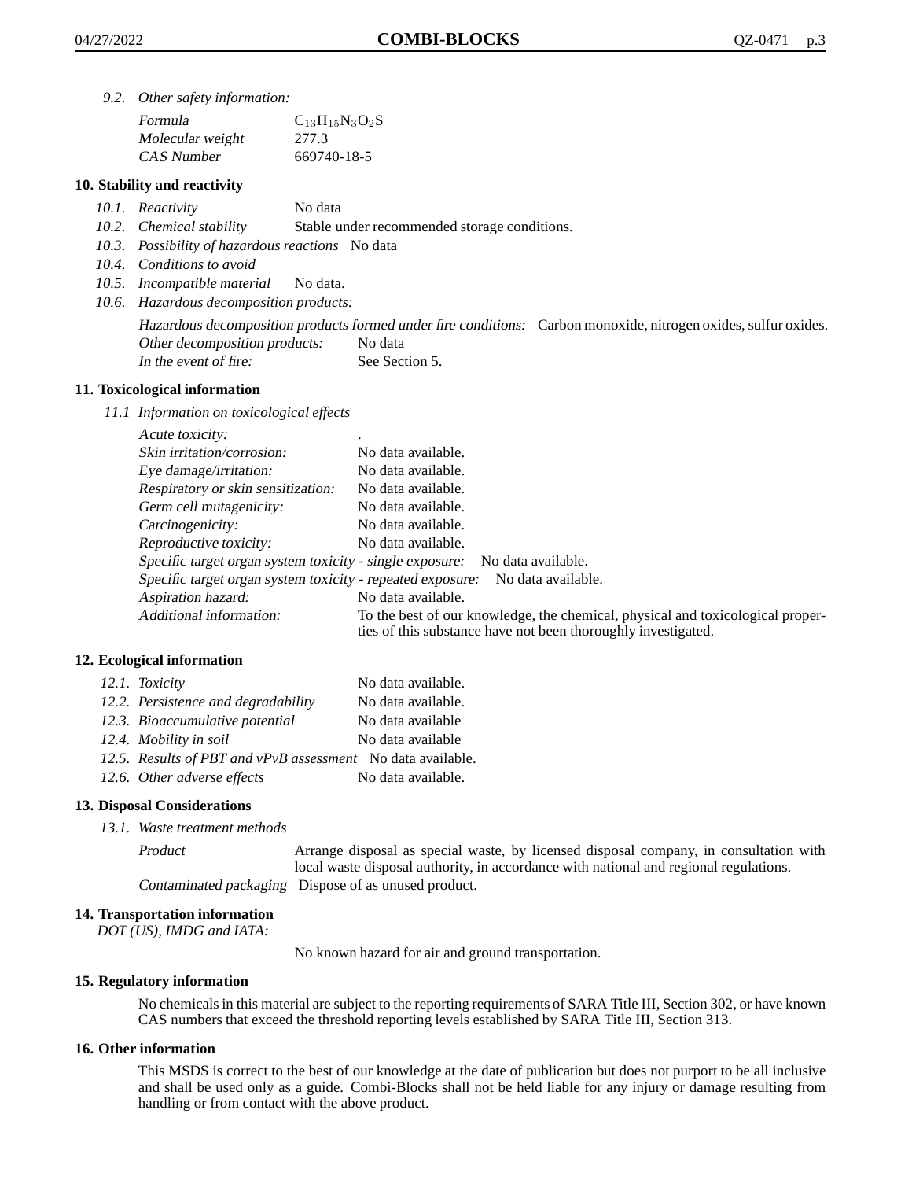*9.2. Other safety information:*

| | |
|---|---|
| *Formula* | $C_{13}H_{15}N_3O_2S$ |
| *Molecular weight* | 277.3 |
| *CAS Number* | 669740-18-5 |

## 10. Stability and reactivity

*10.1. Reactivity* No data

*10.2. Chemical stability* Stable under recommended storage conditions.

*10.3. Possibility of hazardous reactions* No data

*10.4. Conditions to avoid*

*10.5. Incompatible material* No data.

*10.6. Hazardous decomposition products:*

*Hazardous decomposition products formed under fire conditions:* Carbon monoxide, nitrogen oxides, sulfur oxides.

*Other decomposition products:* No data

*In the event of fire:* See Section 5.

## 11. Toxicological information

*11.1 Information on toxicological effects*

| | |
|---|---|
| *Acute toxicity:* | . |
| *Skin irritation/corrosion:* | No data available. |
| *Eye damage/irritation:* | No data available. |
| *Respiratory or skin sensitization:* | No data available. |
| *Germ cell mutagenicity:* | No data available. |
| *Carcinogenicity:* | No data available. |
| *Reproductive toxicity:* | No data available. |
| *Specific target organ system toxicity - single exposure:* | No data available. |
| *Specific target organ system toxicity - repeated exposure:* | No data available. |
| *Aspiration hazard:* | No data available. |
| *Additional information:* | To the best of our knowledge, the chemical, physical and toxicological properties of this substance have not been thoroughly investigated. |

## 12. Ecological information

| | |
|---|---|
| *12.1. Toxicity* | No data available. |
| *12.2. Persistence and degradability* | No data available. |
| *12.3. Bioaccumulative potential* | No data available |
| *12.4. Mobility in soil* | No data available |
| *12.5. Results of PBT and vPvB assessment* | No data available. |
| *12.6. Other adverse effects* | No data available. |

## 13. Disposal Considerations

*13.1. Waste treatment methods*

*Product* Arrange disposal as special waste, by licensed disposal company, in consultation with local waste disposal authority, in accordance with national and regional regulations.

*Contaminated packaging* Dispose of as unused product.

## 14. Transportation information

*DOT (US), IMDG and IATA:*

No known hazard for air and ground transportation.

## 15. Regulatory information

No chemicals in this material are subject to the reporting requirements of SARA Title III, Section 302, or have known CAS numbers that exceed the threshold reporting levels established by SARA Title III, Section 313.

## 16. Other information

This MSDS is correct to the best of our knowledge at the date of publication but does not purport to be all inclusive and shall be used only as a guide. Combi-Blocks shall not be held liable for any injury or damage resulting from handling or from contact with the above product.